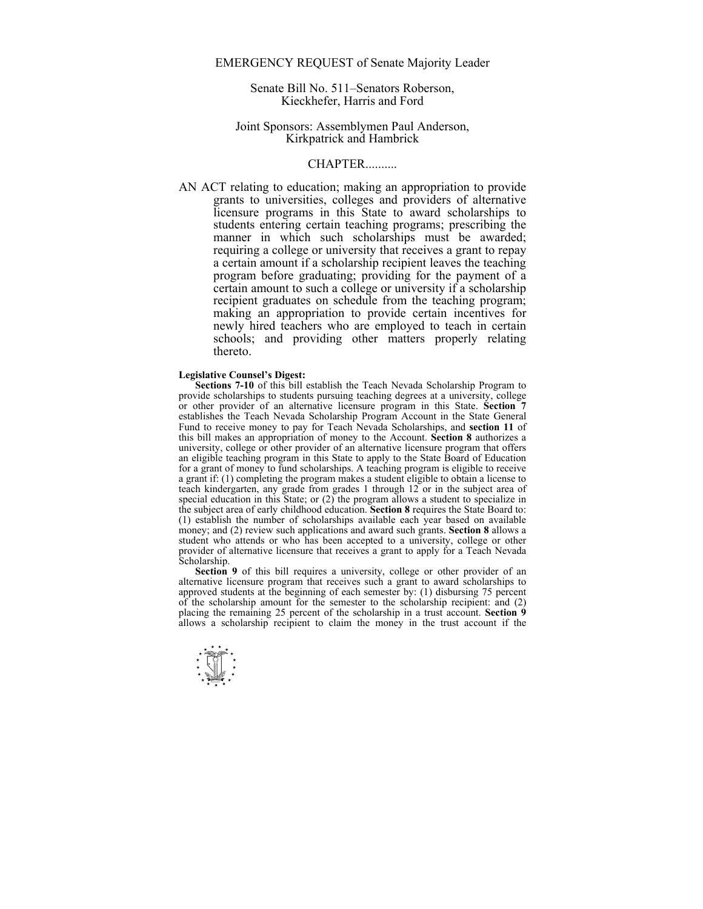EMERGENCY REQUEST of Senate Majority Leader

Senate Bill No. 511–Senators Roberson, Kieckhefer, Harris and Ford

Joint Sponsors: Assemblymen Paul Anderson, Kirkpatrick and Hambrick

CHAPTER..........

AN ACT relating to education; making an appropriation to provide grants to universities, colleges and providers of alternative licensure programs in this State to award scholarships to students entering certain teaching programs; prescribing the manner in which such scholarships must be awarded; requiring a college or university that receives a grant to repay a certain amount if a scholarship recipient leaves the teaching program before graduating; providing for the payment of a certain amount to such a college or university if a scholarship recipient graduates on schedule from the teaching program; making an appropriation to provide certain incentives for newly hired teachers who are employed to teach in certain schools; and providing other matters properly relating thereto.

**Legislative Counsel's Digest:**

**Sections 7-10** of this bill establish the Teach Nevada Scholarship Program to provide scholarships to students pursuing teaching degrees at a university, college or other provider of an alternative licensure program in this State. **Section 7** establishes the Teach Nevada Scholarship Program Account in the State General Fund to receive money to pay for Teach Nevada Scholarships, and **section 11** of this bill makes an appropriation of money to the Account. **Section 8** authorizes a university, college or other provider of an alternative licensure program that offers an eligible teaching program in this State to apply to the State Board of Education for a grant of money to fund scholarships. A teaching program is eligible to receive a grant if: (1) completing the program makes a student eligible to obtain a license to teach kindergarten, any grade from grades 1 through 12 or in the subject area of special education in this State; or (2) the program allows a student to specialize in the subject area of early childhood education. **Section 8** requires the State Board to: (1) establish the number of scholarships available each year based on available money; and (2) review such applications and award such grants. **Section 8** allows a student who attends or who has been accepted to a university, college or other provider of alternative licensure that receives a grant to apply for a Teach Nevada Scholarship.

**Section 9** of this bill requires a university, college or other provider of an alternative licensure program that receives such a grant to award scholarships to approved students at the beginning of each semester by: (1) disbursing 75 percent of the scholarship amount for the semester to the scholarship recipient: and (2) placing the remaining 25 percent of the scholarship in a trust account. **Section 9** allows a scholarship recipient to claim the money in the trust account if the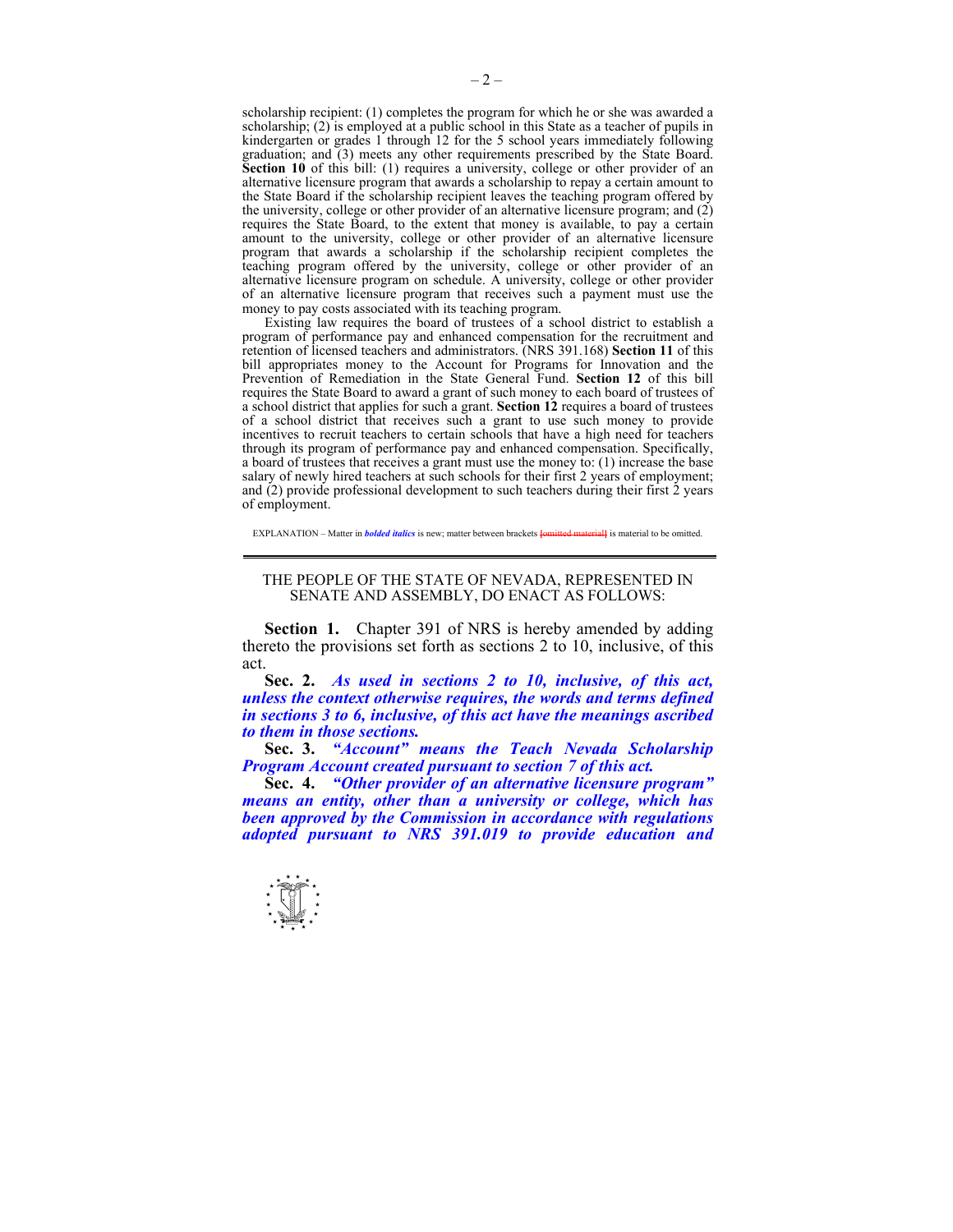scholarship recipient: (1) completes the program for which he or she was awarded a scholarship; (2) is employed at a public school in this State as a teacher of pupils in kindergarten or grades 1 through 12 for the 5 school years immediately following graduation; and (3) meets any other requirements prescribed by the State Board. **Section 10** of this bill: (1) requires a university, college or other provider of an alternative licensure program that awards a scholarship to repay a certain amount to the State Board if the scholarship recipient leaves the teaching program offered by the university, college or other provider of an alternative licensure program; and (2) requires the State Board, to the extent that money is available, to pay a certain amount to the university, college or other provider of an alternative licensure program that awards a scholarship if the scholarship recipient completes the teaching program offered by the university, college or other provider of an alternative licensure program on schedule. A university, college or other provider of an alternative licensure program that receives such a payment must use the money to pay costs associated with its teaching program.

Existing law requires the board of trustees of a school district to establish a program of performance pay and enhanced compensation for the recruitment and retention of licensed teachers and administrators. (NRS 391.168) **Section 11** of this bill appropriates money to the Account for Programs for Innovation and the Prevention of Remediation in the State General Fund. **Section 12** of this bill requires the State Board to award a grant of such money to each board of trustees of a school district that applies for such a grant. **Section 12** requires a board of trustees of a school district that receives such a grant to use such money to provide incentives to recruit teachers to certain schools that have a high need for teachers through its program of performance pay and enhanced compensation. Specifically, a board of trustees that receives a grant must use the money to: (1) increase the base salary of newly hired teachers at such schools for their first 2 years of employment; and (2) provide professional development to such teachers during their first 2 years of employment.

EXPLANATION – Matter in ***bolded italics*** is new; matter between brackets ~~[omitted material]~~ is material to be omitted.

THE PEOPLE OF THE STATE OF NEVADA, REPRESENTED IN SENATE AND ASSEMBLY, DO ENACT AS FOLLOWS:

**Section 1.** Chapter 391 of NRS is hereby amended by adding thereto the provisions set forth as sections 2 to 10, inclusive, of this act.

**Sec. 2.** ***As used in sections 2 to 10, inclusive, of this act, unless the context otherwise requires, the words and terms defined in sections 3 to 6, inclusive, of this act have the meanings ascribed to them in those sections.***

**Sec. 3.** ***"Account" means the Teach Nevada Scholarship Program Account created pursuant to section 7 of this act.***

**Sec. 4.** ***"Other provider of an alternative licensure program" means an entity, other than a university or college, which has been approved by the Commission in accordance with regulations adopted pursuant to NRS 391.019 to provide education and***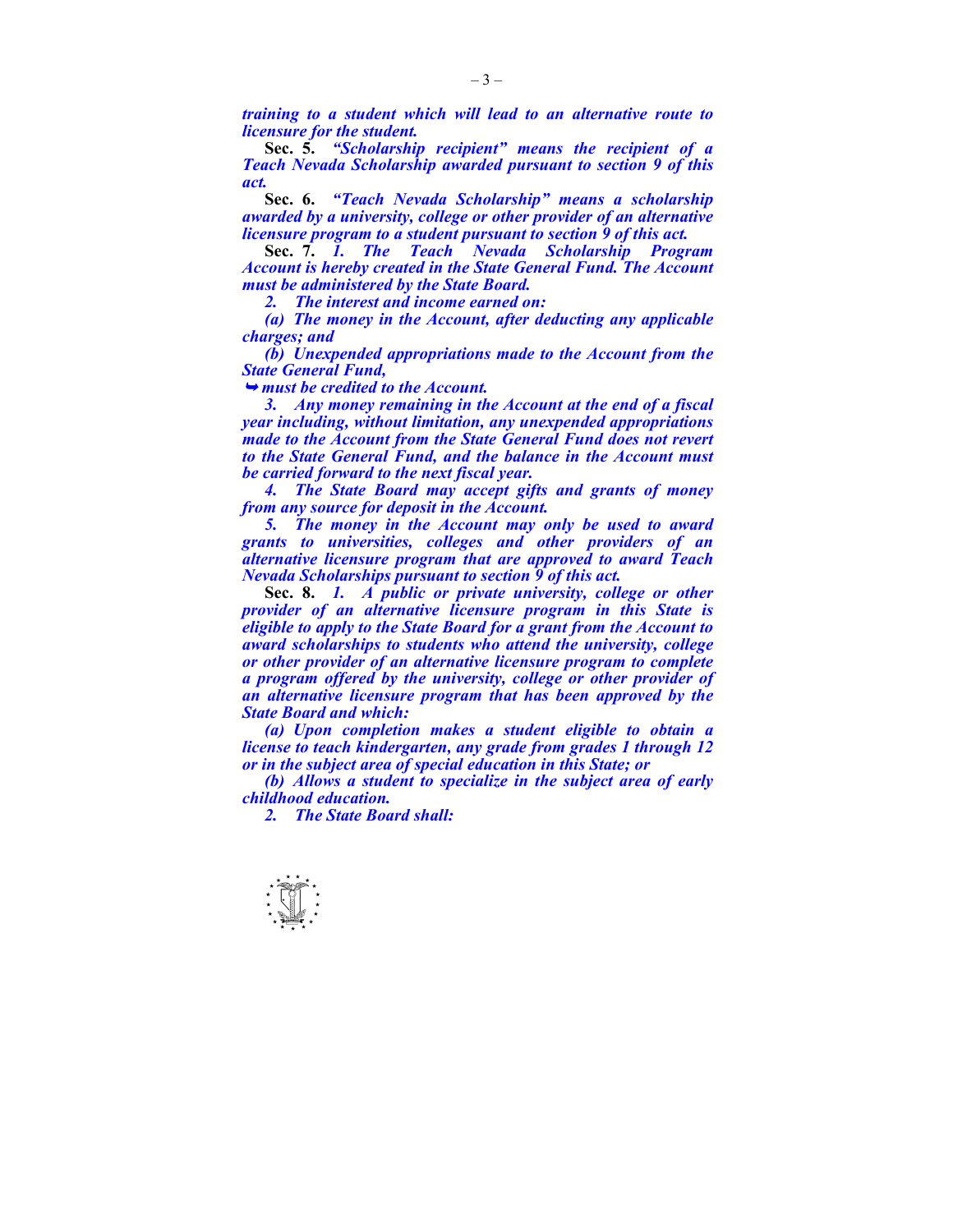***training to a student which will lead to an alternative route to licensure for the student.***

**Sec. 5.** ***"Scholarship recipient" means the recipient of a Teach Nevada Scholarship awarded pursuant to section 9 of this act.***

**Sec. 6.** ***"Teach Nevada Scholarship" means a scholarship awarded by a university, college or other provider of an alternative licensure program to a student pursuant to section 9 of this act.***

**Sec. 7.** ***1. The Teach Nevada Scholarship Program Account is hereby created in the State General Fund. The Account must be administered by the State Board.***

***2. The interest and income earned on:***

***(a) The money in the Account, after deducting any applicable charges; and***

***(b) Unexpended appropriations made to the Account from the State General Fund,***

***➥ must be credited to the Account.***

***3. Any money remaining in the Account at the end of a fiscal year including, without limitation, any unexpended appropriations made to the Account from the State General Fund does not revert to the State General Fund, and the balance in the Account must be carried forward to the next fiscal year.***

***4. The State Board may accept gifts and grants of money from any source for deposit in the Account.***

***5. The money in the Account may only be used to award grants to universities, colleges and other providers of an alternative licensure program that are approved to award Teach Nevada Scholarships pursuant to section 9 of this act.***

**Sec. 8.** ***1. A public or private university, college or other provider of an alternative licensure program in this State is eligible to apply to the State Board for a grant from the Account to award scholarships to students who attend the university, college or other provider of an alternative licensure program to complete a program offered by the university, college or other provider of an alternative licensure program that has been approved by the State Board and which:***

***(a) Upon completion makes a student eligible to obtain a license to teach kindergarten, any grade from grades 1 through 12 or in the subject area of special education in this State; or***

***(b) Allows a student to specialize in the subject area of early childhood education.***

***2. The State Board shall:***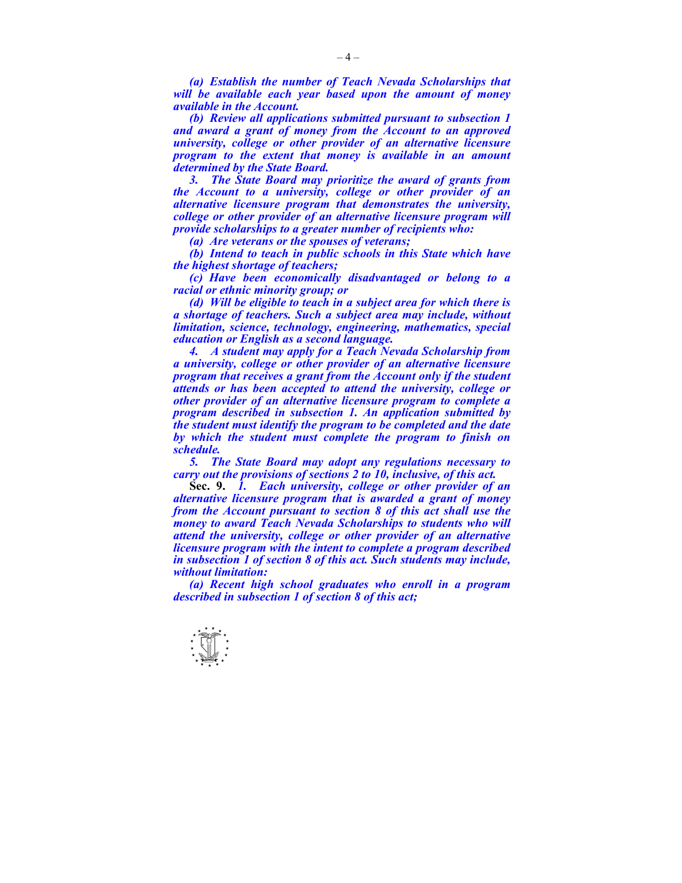*(a) Establish the number of Teach Nevada Scholarships that will be available each year based upon the amount of money available in the Account.*

*(b) Review all applications submitted pursuant to subsection 1 and award a grant of money from the Account to an approved university, college or other provider of an alternative licensure program to the extent that money is available in an amount determined by the State Board.*

*3. The State Board may prioritize the award of grants from the Account to a university, college or other provider of an alternative licensure program that demonstrates the university, college or other provider of an alternative licensure program will provide scholarships to a greater number of recipients who:*

*(a) Are veterans or the spouses of veterans;*

*(b) Intend to teach in public schools in this State which have the highest shortage of teachers;*

*(c) Have been economically disadvantaged or belong to a racial or ethnic minority group; or*

*(d) Will be eligible to teach in a subject area for which there is a shortage of teachers. Such a subject area may include, without limitation, science, technology, engineering, mathematics, special education or English as a second language.*

*4. A student may apply for a Teach Nevada Scholarship from a university, college or other provider of an alternative licensure program that receives a grant from the Account only if the student attends or has been accepted to attend the university, college or other provider of an alternative licensure program to complete a program described in subsection 1. An application submitted by the student must identify the program to be completed and the date by which the student must complete the program to finish on schedule.*

*5. The State Board may adopt any regulations necessary to carry out the provisions of sections 2 to 10, inclusive, of this act.*

**Sec. 9.** *1. Each university, college or other provider of an alternative licensure program that is awarded a grant of money from the Account pursuant to section 8 of this act shall use the money to award Teach Nevada Scholarships to students who will attend the university, college or other provider of an alternative licensure program with the intent to complete a program described in subsection 1 of section 8 of this act. Such students may include, without limitation:*

*(a) Recent high school graduates who enroll in a program described in subsection 1 of section 8 of this act;*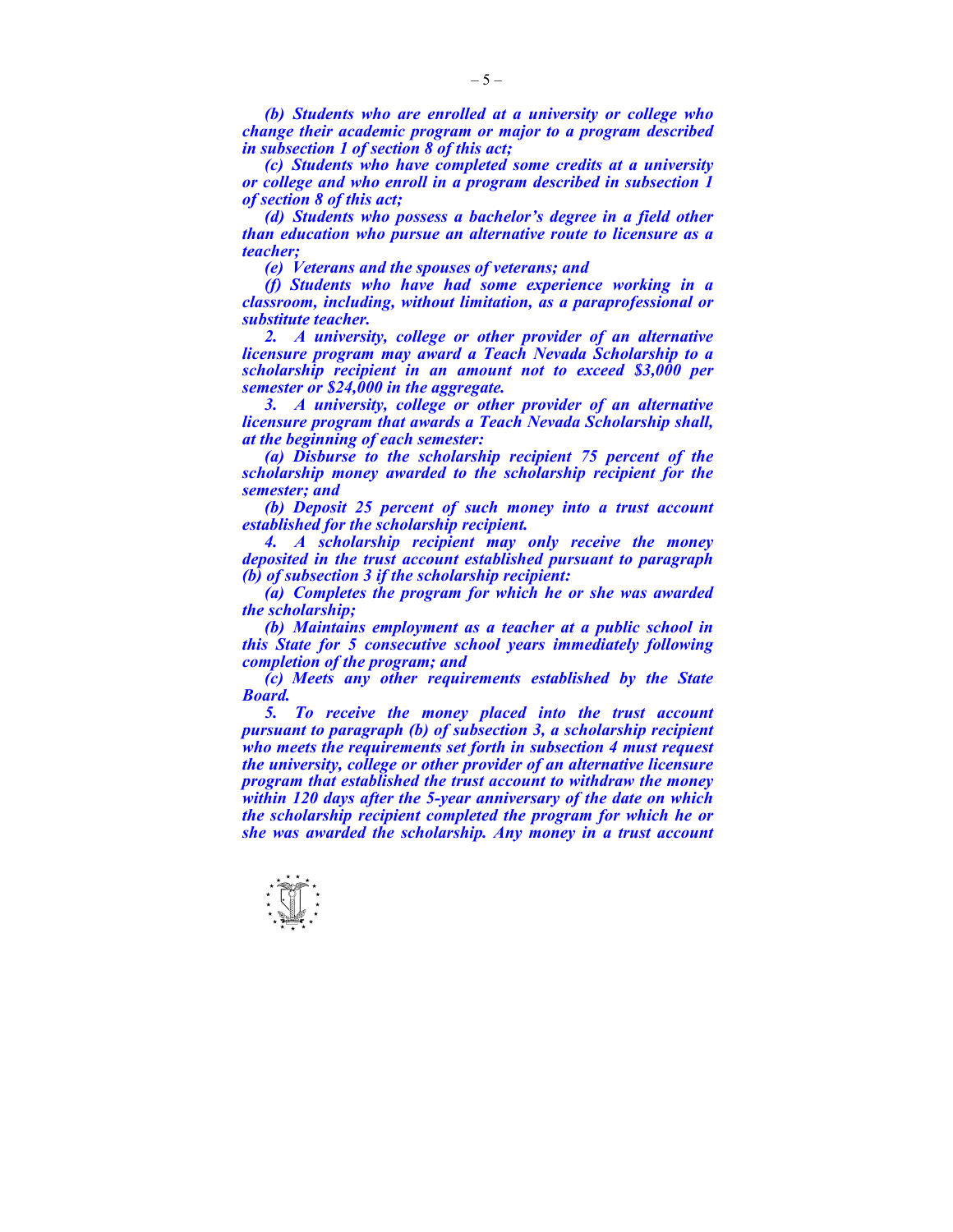***(b) Students who are enrolled at a university or college who change their academic program or major to a program described in subsection 1 of section 8 of this act;***

***(c) Students who have completed some credits at a university or college and who enroll in a program described in subsection 1 of section 8 of this act;***

***(d) Students who possess a bachelor's degree in a field other than education who pursue an alternative route to licensure as a teacher;***

***(e) Veterans and the spouses of veterans; and***

***(f) Students who have had some experience working in a classroom, including, without limitation, as a paraprofessional or substitute teacher.***

***2. A university, college or other provider of an alternative licensure program may award a Teach Nevada Scholarship to a scholarship recipient in an amount not to exceed $3,000 per semester or $24,000 in the aggregate.***

***3. A university, college or other provider of an alternative licensure program that awards a Teach Nevada Scholarship shall, at the beginning of each semester:***

***(a) Disburse to the scholarship recipient 75 percent of the scholarship money awarded to the scholarship recipient for the semester; and***

***(b) Deposit 25 percent of such money into a trust account established for the scholarship recipient.***

***4. A scholarship recipient may only receive the money deposited in the trust account established pursuant to paragraph (b) of subsection 3 if the scholarship recipient:***

***(a) Completes the program for which he or she was awarded the scholarship;***

***(b) Maintains employment as a teacher at a public school in this State for 5 consecutive school years immediately following completion of the program; and***

***(c) Meets any other requirements established by the State Board.***

***5. To receive the money placed into the trust account pursuant to paragraph (b) of subsection 3, a scholarship recipient who meets the requirements set forth in subsection 4 must request the university, college or other provider of an alternative licensure program that established the trust account to withdraw the money within 120 days after the 5-year anniversary of the date on which the scholarship recipient completed the program for which he or she was awarded the scholarship. Any money in a trust account***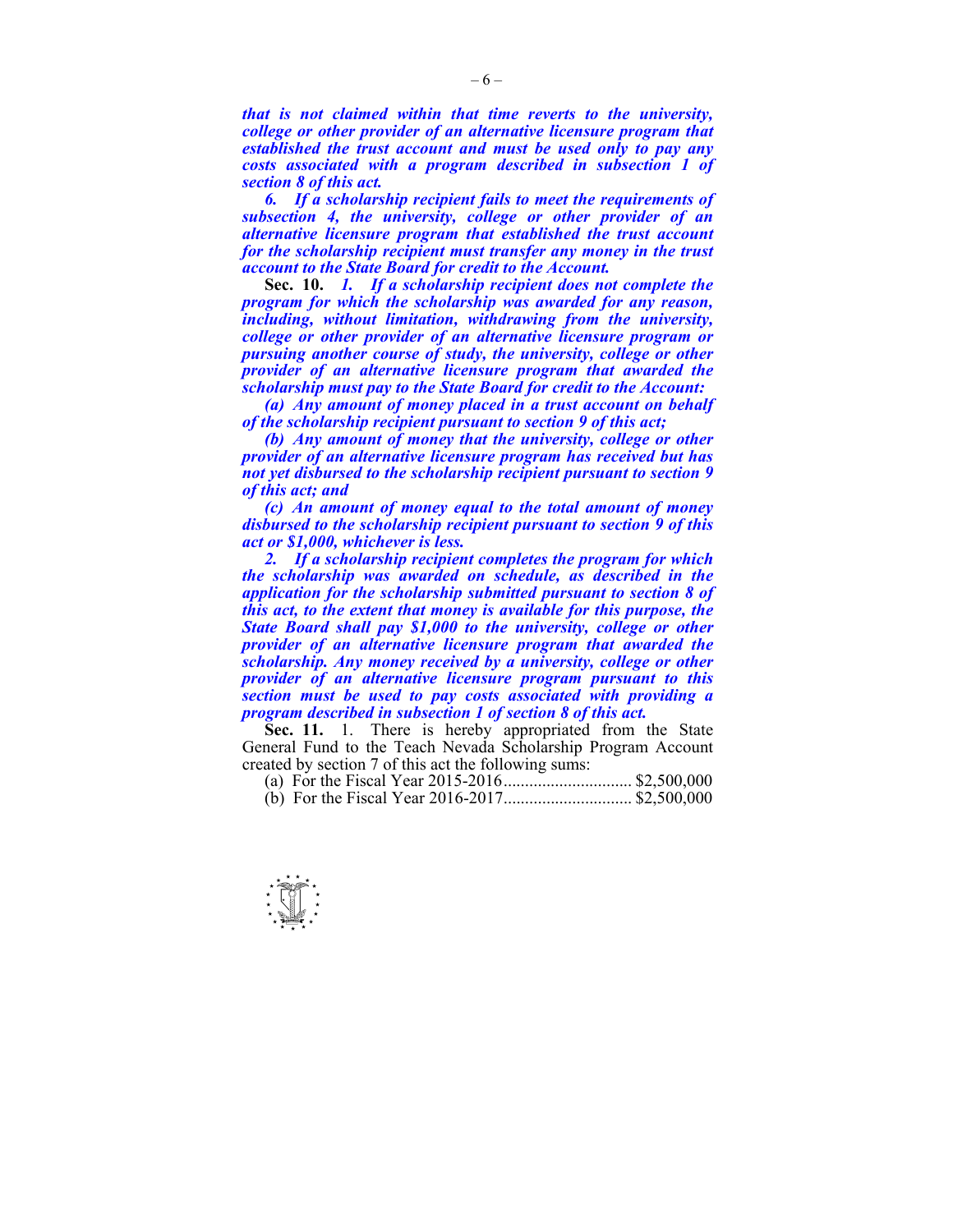***that is not claimed within that time reverts to the university, college or other provider of an alternative licensure program that established the trust account and must be used only to pay any costs associated with a program described in subsection 1 of section 8 of this act.***

***6. If a scholarship recipient fails to meet the requirements of subsection 4, the university, college or other provider of an alternative licensure program that established the trust account for the scholarship recipient must transfer any money in the trust account to the State Board for credit to the Account.***

**Sec. 10.** ***1. If a scholarship recipient does not complete the program for which the scholarship was awarded for any reason, including, without limitation, withdrawing from the university, college or other provider of an alternative licensure program or pursuing another course of study, the university, college or other provider of an alternative licensure program that awarded the scholarship must pay to the State Board for credit to the Account:***

***(a) Any amount of money placed in a trust account on behalf of the scholarship recipient pursuant to section 9 of this act;***

***(b) Any amount of money that the university, college or other provider of an alternative licensure program has received but has not yet disbursed to the scholarship recipient pursuant to section 9 of this act; and***

***(c) An amount of money equal to the total amount of money disbursed to the scholarship recipient pursuant to section 9 of this act or $1,000, whichever is less.***

***2. If a scholarship recipient completes the program for which the scholarship was awarded on schedule, as described in the application for the scholarship submitted pursuant to section 8 of this act, to the extent that money is available for this purpose, the State Board shall pay $1,000 to the university, college or other provider of an alternative licensure program that awarded the scholarship. Any money received by a university, college or other provider of an alternative licensure program pursuant to this section must be used to pay costs associated with providing a program described in subsection 1 of section 8 of this act.***

**Sec. 11.** 1. There is hereby appropriated from the State General Fund to the Teach Nevada Scholarship Program Account created by section 7 of this act the following sums:

(a) For the Fiscal Year 2015-2016............................. $2,500,000

(b) For the Fiscal Year 2016-2017............................. $2,500,000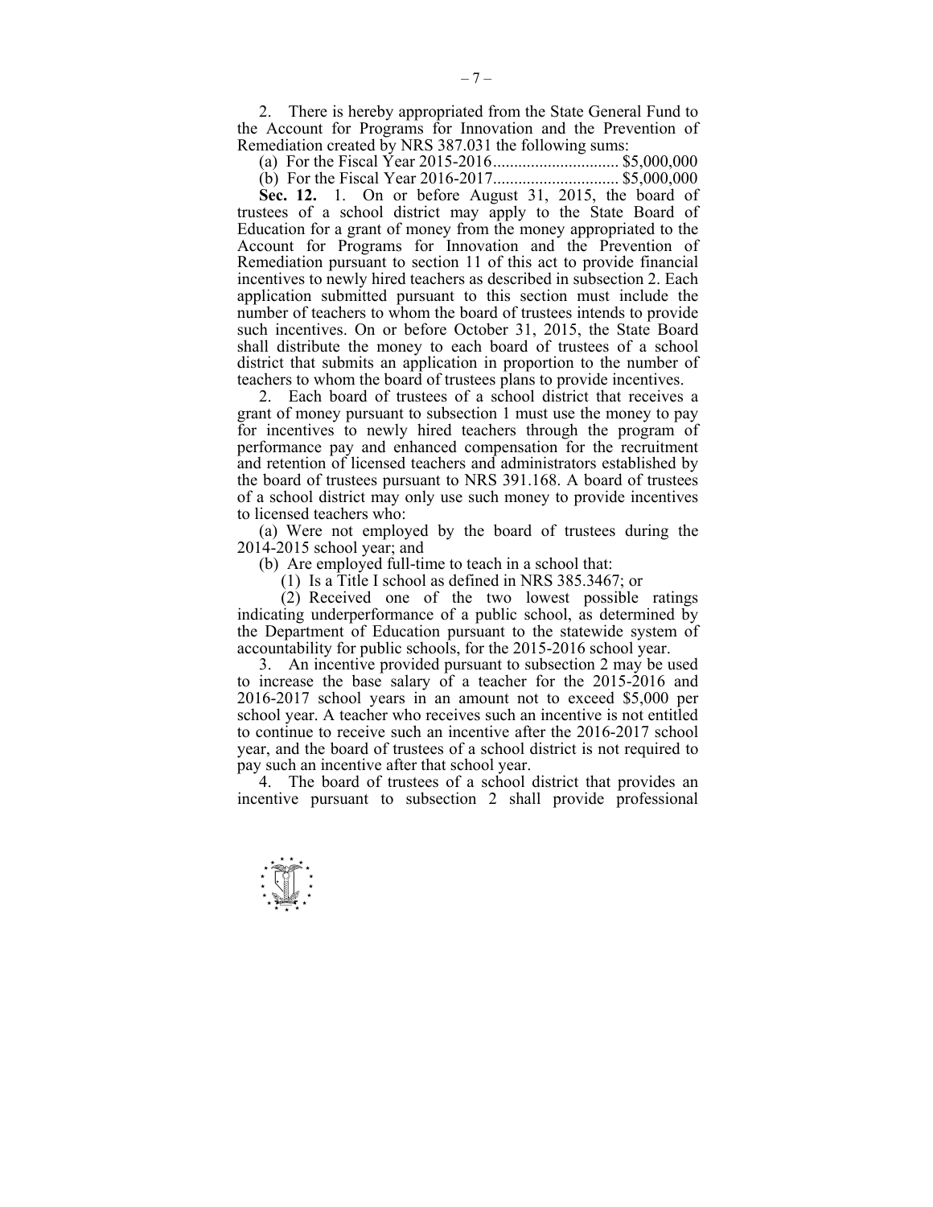2. There is hereby appropriated from the State General Fund to the Account for Programs for Innovation and the Prevention of Remediation created by NRS 387.031 the following sums:

(a) For the Fiscal Year 2015-2016............................. $5,000,000

(b) For the Fiscal Year 2016-2017............................. $5,000,000

**Sec. 12.** 1. On or before August 31, 2015, the board of trustees of a school district may apply to the State Board of Education for a grant of money from the money appropriated to the Account for Programs for Innovation and the Prevention of Remediation pursuant to section 11 of this act to provide financial incentives to newly hired teachers as described in subsection 2. Each application submitted pursuant to this section must include the number of teachers to whom the board of trustees intends to provide such incentives. On or before October 31, 2015, the State Board shall distribute the money to each board of trustees of a school district that submits an application in proportion to the number of teachers to whom the board of trustees plans to provide incentives.

2. Each board of trustees of a school district that receives a grant of money pursuant to subsection 1 must use the money to pay for incentives to newly hired teachers through the program of performance pay and enhanced compensation for the recruitment and retention of licensed teachers and administrators established by the board of trustees pursuant to NRS 391.168. A board of trustees of a school district may only use such money to provide incentives to licensed teachers who:

(a) Were not employed by the board of trustees during the 2014-2015 school year; and

(b) Are employed full-time to teach in a school that:

(1) Is a Title I school as defined in NRS 385.3467; or

(2) Received one of the two lowest possible ratings indicating underperformance of a public school, as determined by the Department of Education pursuant to the statewide system of accountability for public schools, for the 2015-2016 school year.

3. An incentive provided pursuant to subsection 2 may be used to increase the base salary of a teacher for the 2015-2016 and 2016-2017 school years in an amount not to exceed $5,000 per school year. A teacher who receives such an incentive is not entitled to continue to receive such an incentive after the 2016-2017 school year, and the board of trustees of a school district is not required to pay such an incentive after that school year.

4. The board of trustees of a school district that provides an incentive pursuant to subsection 2 shall provide professional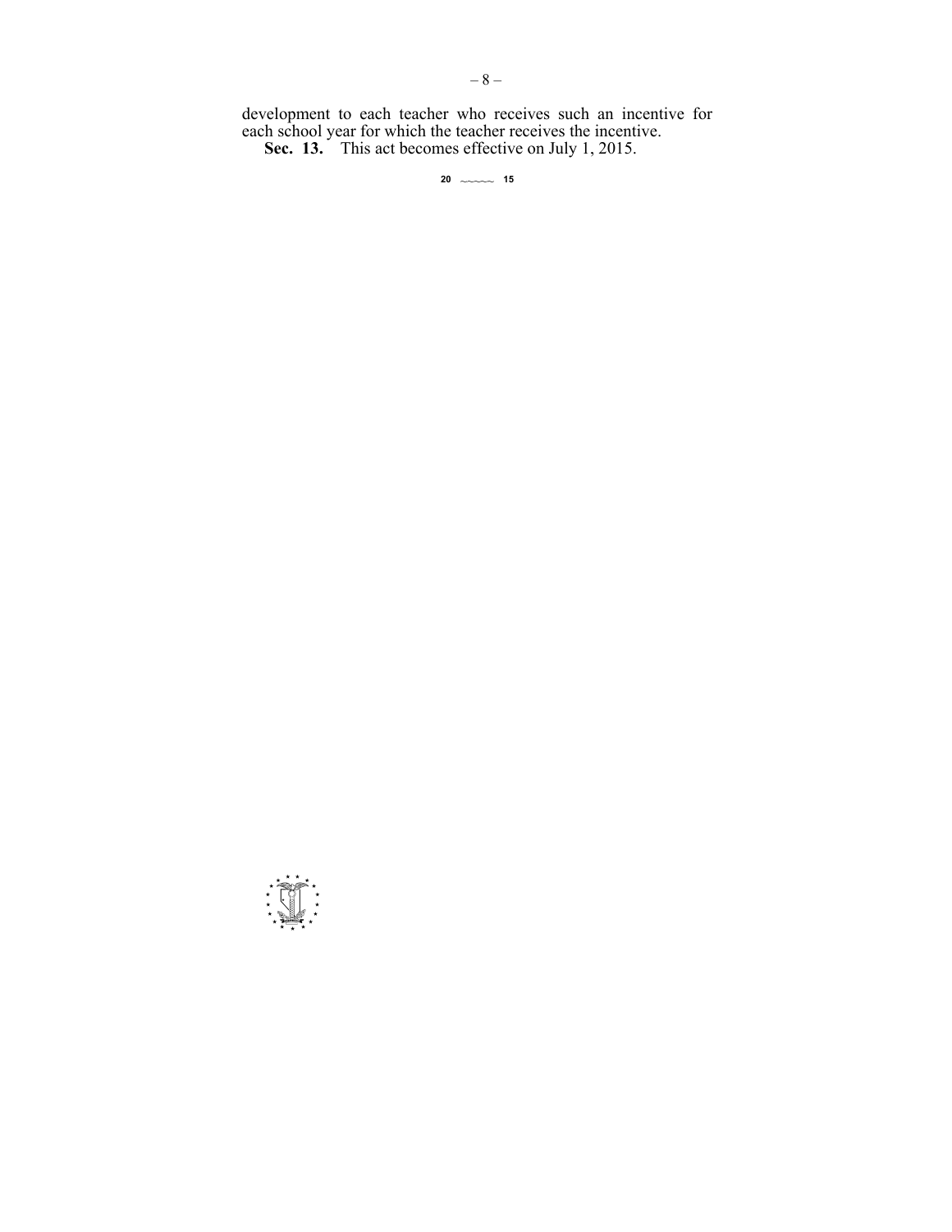development to each teacher who receives such an incentive for each school year for which the teacher receives the incentive.

**Sec. 13.** This act becomes effective on July 1, 2015.

20 ~~~~~ 15